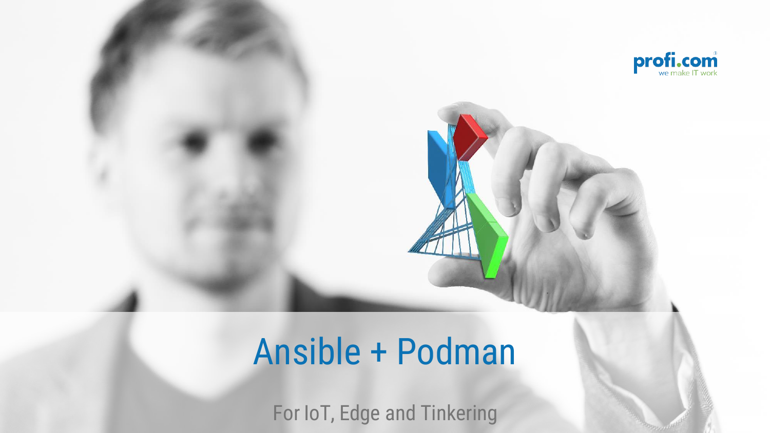# Ansible + Podman

For IoT, Edge and Tinkering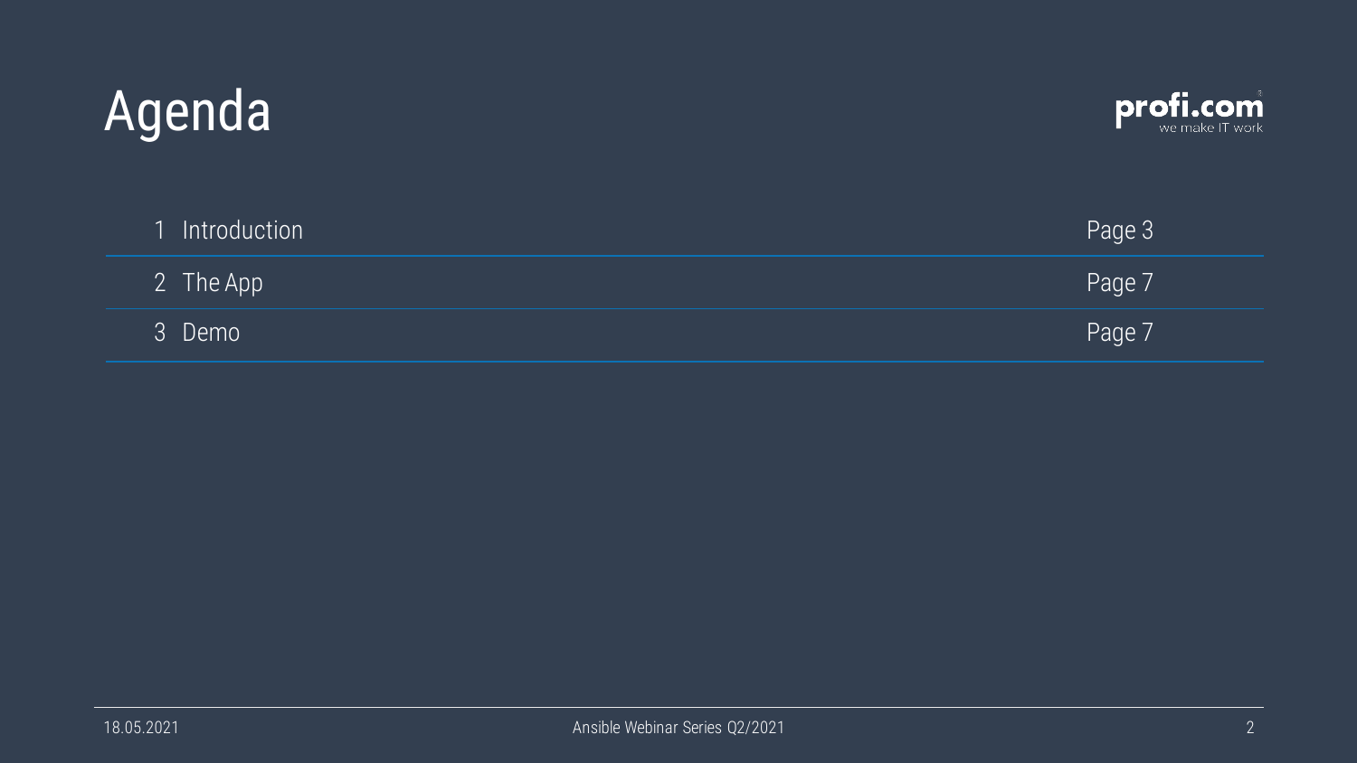# Agenda

| | | |
|---|---|---|
| 1 | Introduction | Page 3 |
| 2 | The App | Page 7 |
| 3 | Demo | Page 7 |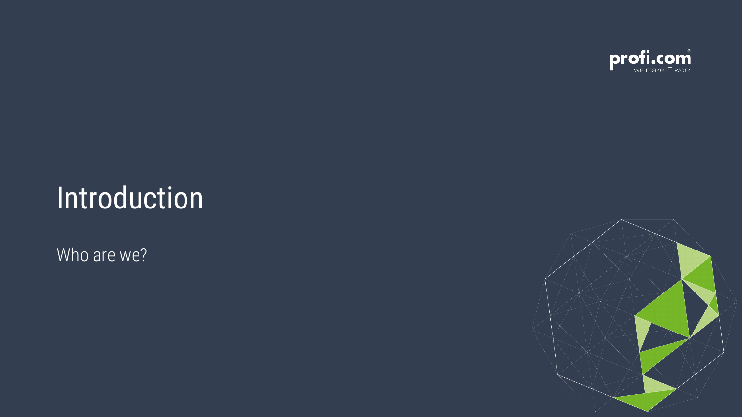# Introduction

Who are we?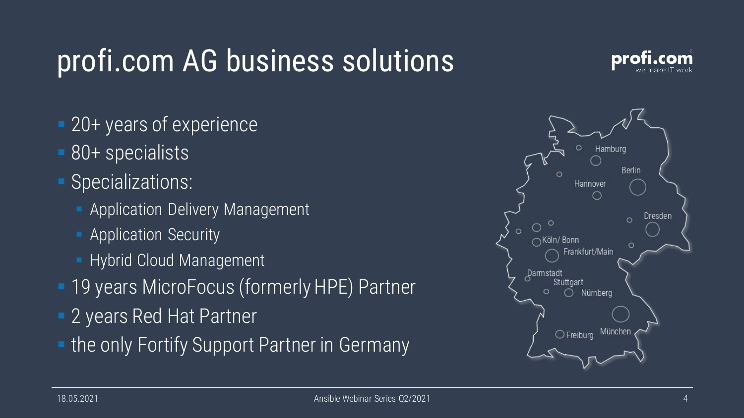# profi.com AG business solutions

- 20+ years of experience
- 80+ specialists
- Specializations:
  - Application Delivery Management
  - Application Security
  - Hybrid Cloud Management
- 19 years MicroFocus (formerly HPE) Partner
- 2 years Red Hat Partner
- the only Fortify Support Partner in Germany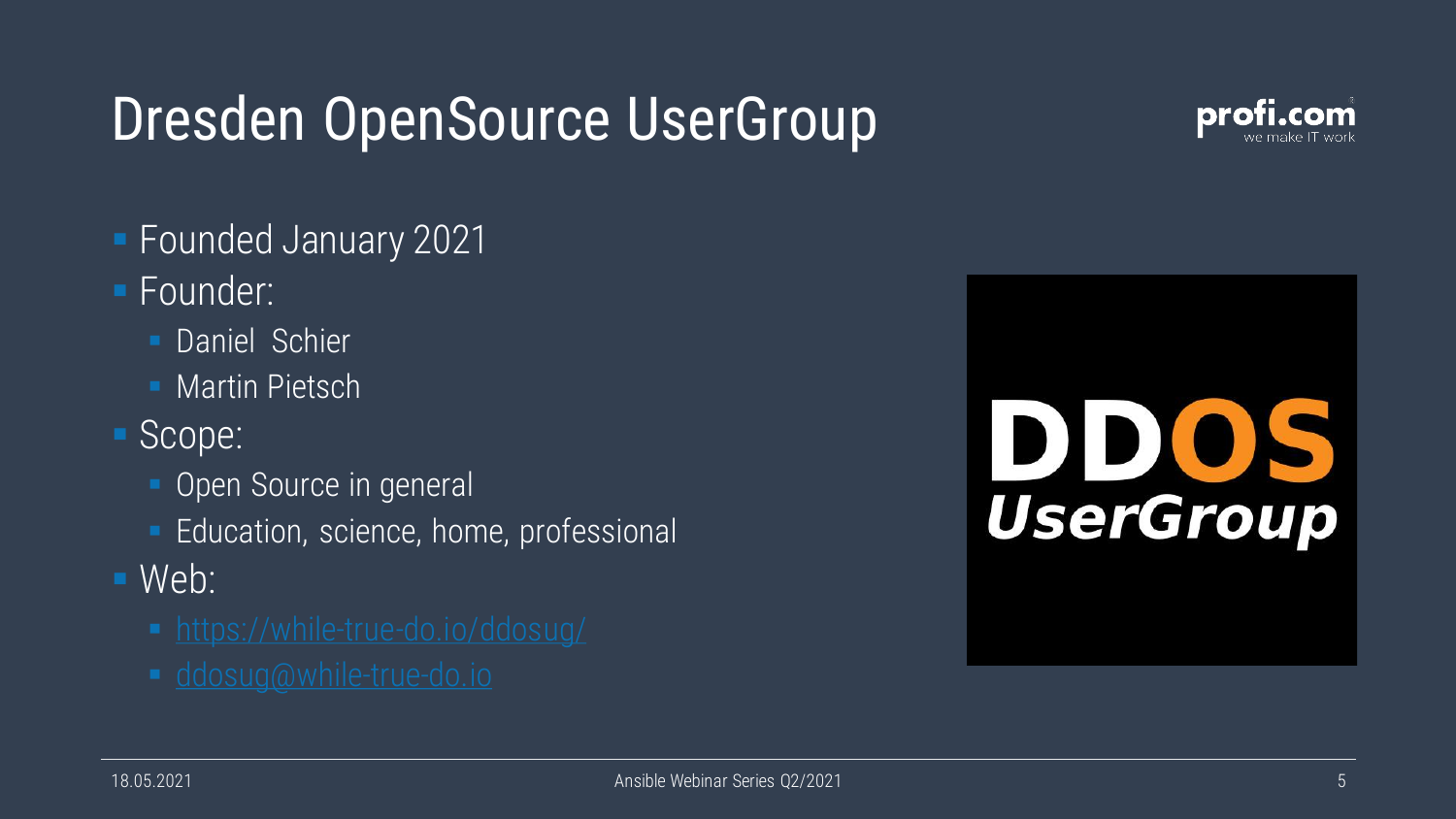# Dresden OpenSource UserGroup

- Founded January 2021
- Founder:
  - Daniel Schier
  - Martin Pietsch
- Scope:
  - Open Source in general
  - Education, science, home, professional
- Web:
  - https://while-true-do.io/ddosug/
  - ddosug@while-true-do.io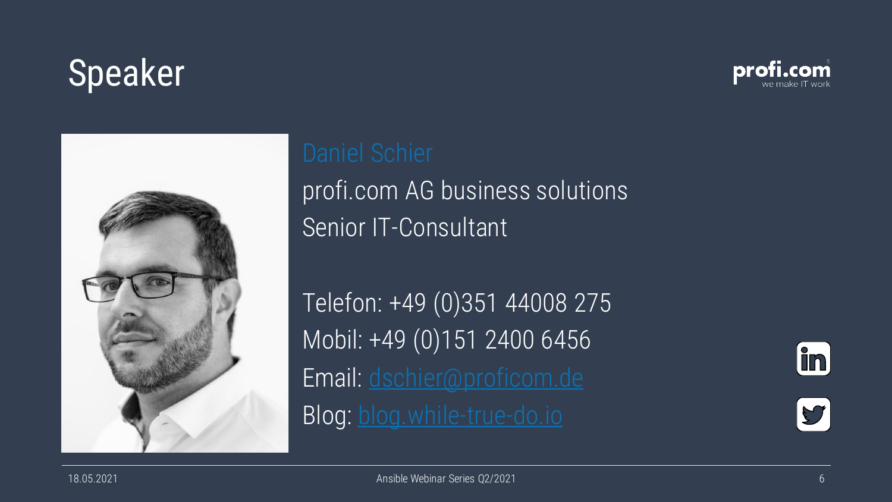# Speaker

Daniel Schier

profi.com AG business solutions

Senior IT-Consultant

Telefon: +49 (0)351 44008 275

Mobil: +49 (0)151 2400 6456

Email: [dschier@proficom.de](mailto:dschier@proficom.de)

Blog: [blog.while-true-do.io](https://blog.while-true-do.io)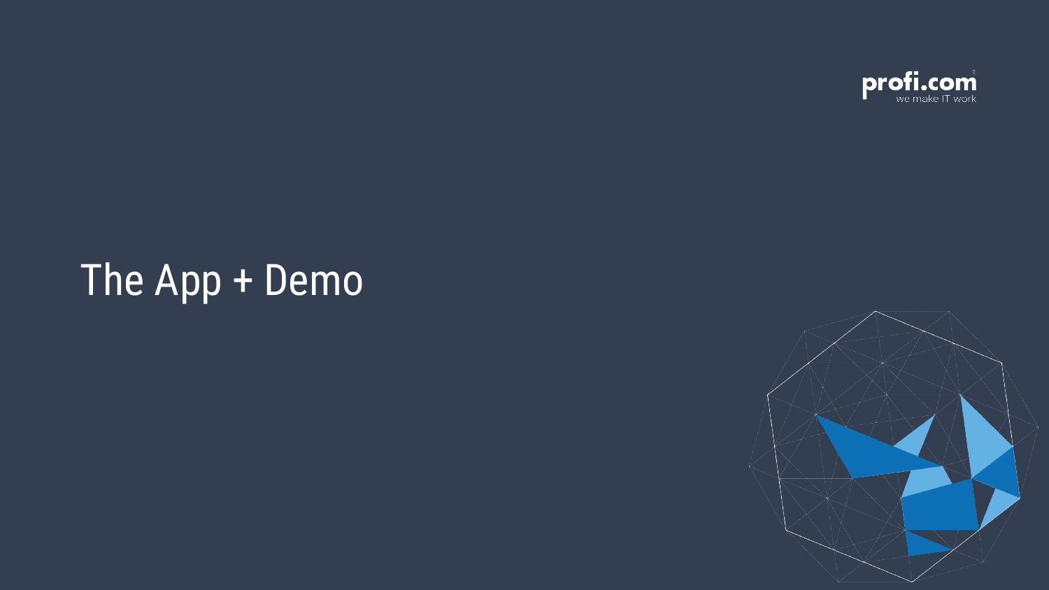# The App + Demo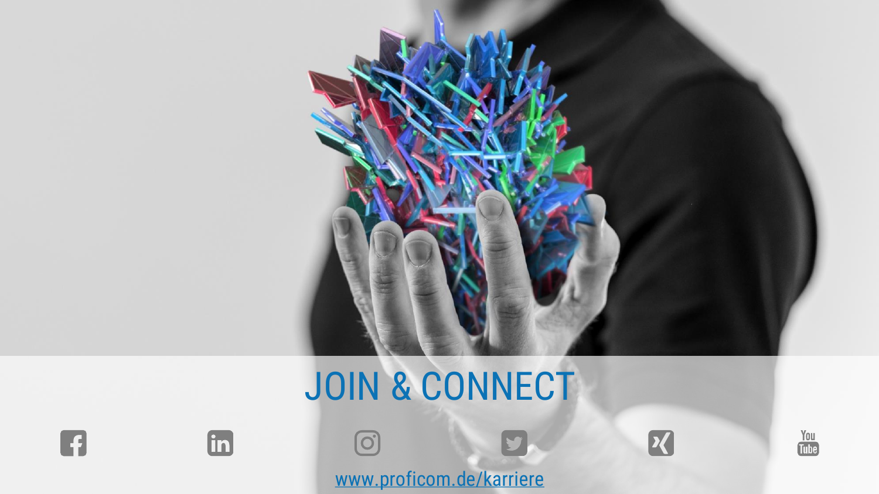# JOIN & CONNECT

[www.proficom.de/karriere](http://www.proficom.de/karriere)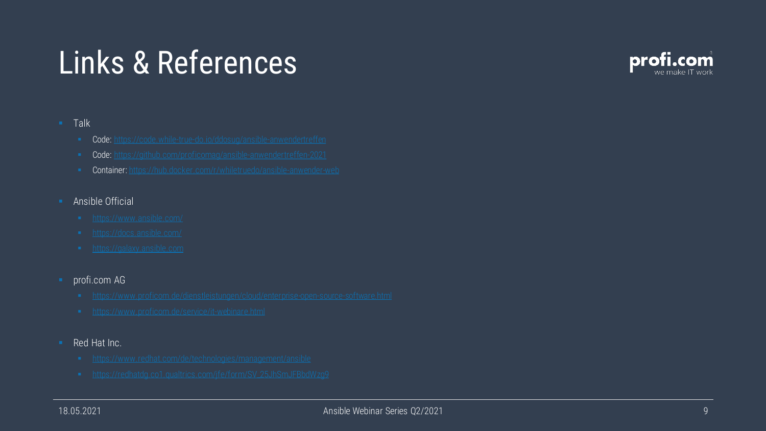# Links & References

- Talk
  - Code: https://code.while-true-do.io/ddosug/ansible-anwendertreffen
  - Code: https://github.com/proficomag/ansible-anwendertreffen-2021
  - Container: https://hub.docker.com/r/whiletruedo/ansible-anwender-web
- Ansible Official
  - https://www.ansible.com/
  - https://docs.ansible.com/
  - https://galaxy.ansible.com
- profi.com AG
  - https://www.proficom.de/dienstleistungen/cloud/enterprise-open-source-software.html
  - https://www.proficom.de/service/it-webinare.html
- Red Hat Inc.
  - https://www.redhat.com/de/technologies/management/ansible
  - https://redhatdg.co1.qualtrics.com/jfe/form/SV_25JhSmJFBbdWzg9